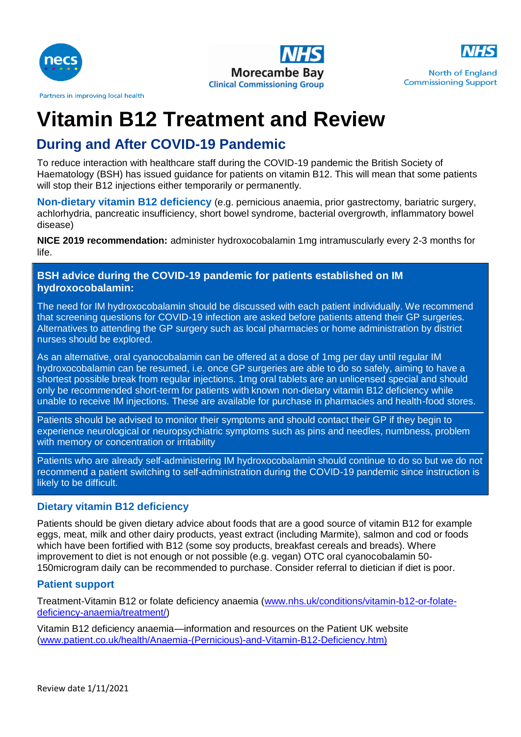necs

Partners in improving local health

NHS Morecambe Bay Clinical Commissioning Group

NHS North of England Commissioning Support

# Vitamin B12 Treatment and Review

## During and After COVID-19 Pandemic

To reduce interaction with healthcare staff during the COVID-19 pandemic the British Society of Haematology (BSH) has issued guidance for patients on vitamin B12. This will mean that some patients will stop their B12 injections either temporarily or permanently.

**Non-dietary vitamin B12 deficiency** (e.g. pernicious anaemia, prior gastrectomy, bariatric surgery, achlorhydria, pancreatic insufficiency, short bowel syndrome, bacterial overgrowth, inflammatory bowel disease)

**NICE 2019 recommendation:** administer hydroxocobalamin 1mg intramuscularly every 2-3 months for life.

### BSH advice during the COVID-19 pandemic for patients established on IM hydroxocobalamin:

The need for IM hydroxocobalamin should be discussed with each patient individually. We recommend that screening questions for COVID-19 infection are asked before patients attend their GP surgeries. Alternatives to attending the GP surgery such as local pharmacies or home administration by district nurses should be explored.

As an alternative, oral cyanocobalamin can be offered at a dose of 1mg per day until regular IM hydroxocobalamin can be resumed, i.e. once GP surgeries are able to do so safely, aiming to have a shortest possible break from regular injections. 1mg oral tablets are an unlicensed special and should only be recommended short-term for patients with known non-dietary vitamin B12 deficiency while unable to receive IM injections. These are available for purchase in pharmacies and health-food stores.

Patients should be advised to monitor their symptoms and should contact their GP if they begin to experience neurological or neuropsychiatric symptoms such as pins and needles, numbness, problem with memory or concentration or irritability

Patients who are already self-administering IM hydroxocobalamin should continue to do so but we do not recommend a patient switching to self-administration during the COVID-19 pandemic since instruction is likely to be difficult.

### Dietary vitamin B12 deficiency

Patients should be given dietary advice about foods that are a good source of vitamin B12 for example eggs, meat, milk and other dairy products, yeast extract (including Marmite), salmon and cod or foods which have been fortified with B12 (some soy products, breakfast cereals and breads). Where improvement to diet is not enough or not possible (e.g. vegan) OTC oral cyanocobalamin 50-150microgram daily can be recommended to purchase. Consider referral to dietician if diet is poor.

### Patient support

Treatment-Vitamin B12 or folate deficiency anaemia (www.nhs.uk/conditions/vitamin-b12-or-folate-deficiency-anaemia/treatment/)

Vitamin B12 deficiency anaemia—information and resources on the Patient UK website (www.patient.co.uk/health/Anaemia-(Pernicious)-and-Vitamin-B12-Deficiency.htm)

Review date 1/11/2021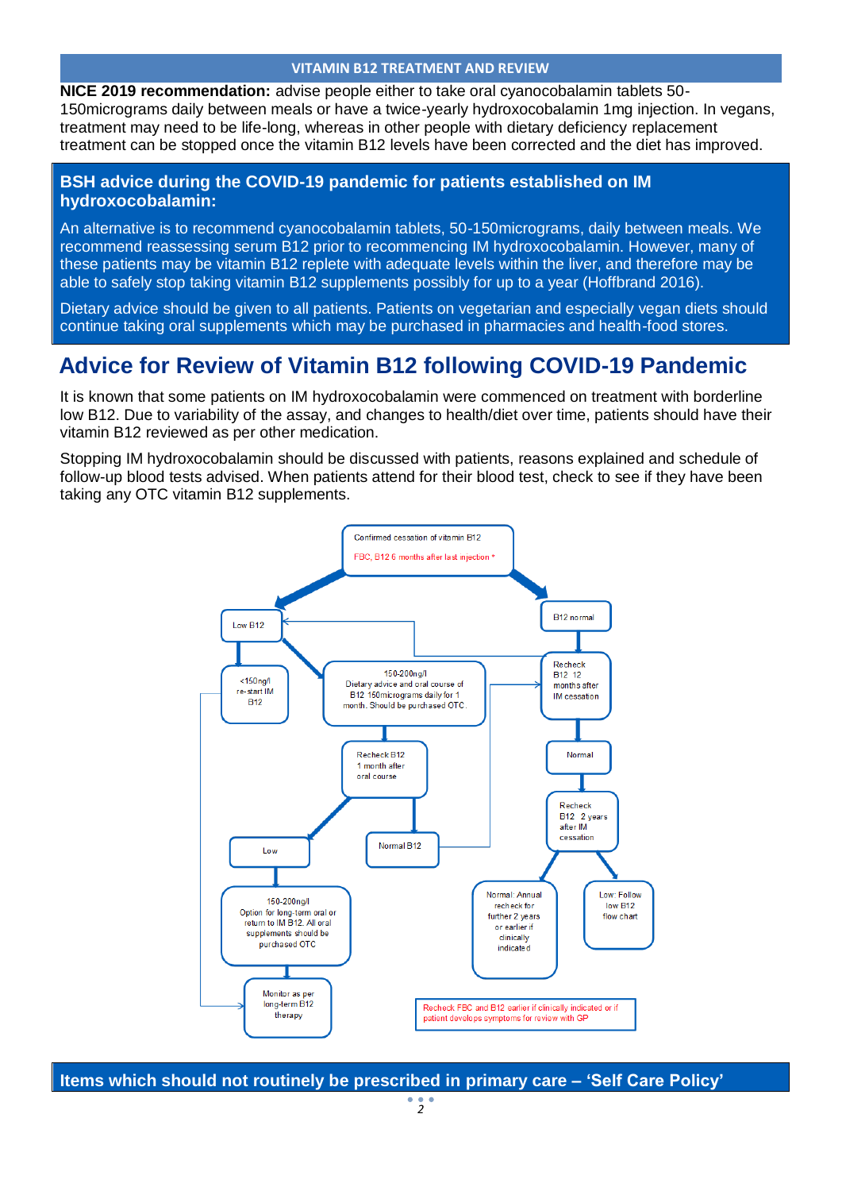## VITAMIN B12 TREATMENT AND REVIEW

**NICE 2019 recommendation:** advise people either to take oral cyanocobalamin tablets 50-150micrograms daily between meals or have a twice-yearly hydroxocobalamin 1mg injection. In vegans, treatment may need to be life-long, whereas in other people with dietary deficiency replacement treatment can be stopped once the vitamin B12 levels have been corrected and the diet has improved.

### BSH advice during the COVID-19 pandemic for patients established on IM hydroxocobalamin:

An alternative is to recommend cyanocobalamin tablets, 50-150micrograms, daily between meals. We recommend reassessing serum B12 prior to recommencing IM hydroxocobalamin. However, many of these patients may be vitamin B12 replete with adequate levels within the liver, and therefore may be able to safely stop taking vitamin B12 supplements possibly for up to a year (Hoffbrand 2016).

Dietary advice should be given to all patients. Patients on vegetarian and especially vegan diets should continue taking oral supplements which may be purchased in pharmacies and health-food stores.

# Advice for Review of Vitamin B12 following COVID-19 Pandemic

It is known that some patients on IM hydroxocobalamin were commenced on treatment with borderline low B12. Due to variability of the assay, and changes to health/diet over time, patients should have their vitamin B12 reviewed as per other medication.

Stopping IM hydroxocobalamin should be discussed with patients, reasons explained and schedule of follow-up blood tests advised. When patients attend for their blood test, check to see if they have been taking any OTC vitamin B12 supplements.

Confirmed cessation of vitamin B12

FBC, B12 6 months after last injection *

- **Low B12**
  - <150ng/l re-start IM B12 → Monitor as per long-term B12 therapy
  - 150-200ng/l Dietary advice and oral course of B12 150micrograms daily for 1 month. Should be purchased OTC.
    - Recheck B12 1 month after oral course
      - Low → 150-200ng/l Option for long-term oral or return to IM B12. All oral supplements should be purchased OTC → Monitor as per long-term B12 therapy
      - Normal B12 → Recheck B12 12 months after IM cessation
- **B12 normal**
  - Recheck B12 12 months after IM cessation (if low → Low B12)
    - Normal
      - Recheck B12 2 years after IM cessation
        - Normal: Annual recheck for further 2 years or earlier if clinically indicated
        - Low: Follow low B12 flow chart

Recheck FBC and B12 earlier if clinically indicated or if patient develops symptoms for review with GP

## Items which should not routinely be prescribed in primary care – 'Self Care Policy'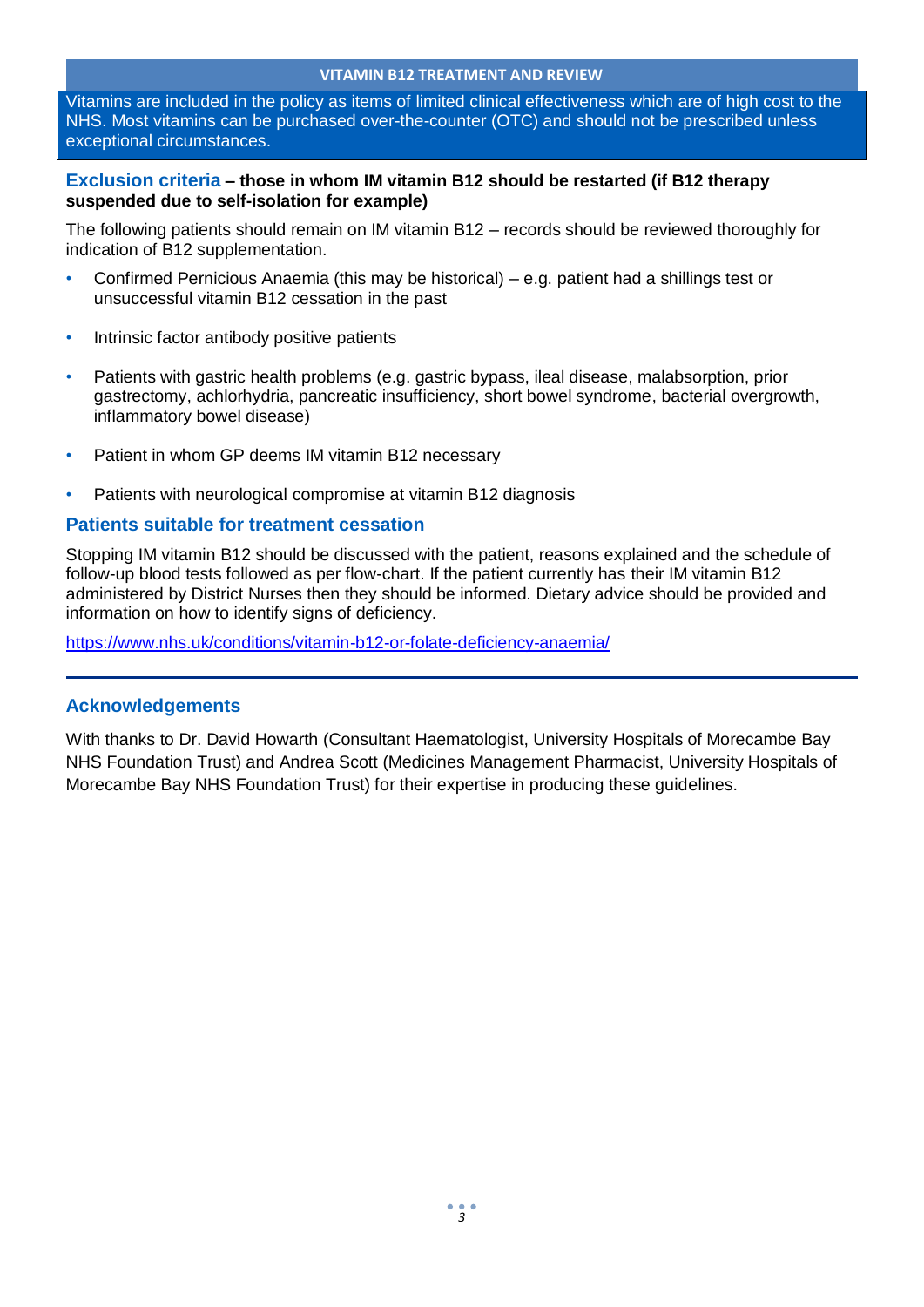## VITAMIN B12 TREATMENT AND REVIEW

Vitamins are included in the policy as items of limited clinical effectiveness which are of high cost to the NHS. Most vitamins can be purchased over-the-counter (OTC) and should not be prescribed unless exceptional circumstances.

### Exclusion criteria – those in whom IM vitamin B12 should be restarted (if B12 therapy suspended due to self-isolation for example)

The following patients should remain on IM vitamin B12 – records should be reviewed thoroughly for indication of B12 supplementation.

- Confirmed Pernicious Anaemia (this may be historical) – e.g. patient had a shillings test or unsuccessful vitamin B12 cessation in the past
- Intrinsic factor antibody positive patients
- Patients with gastric health problems (e.g. gastric bypass, ileal disease, malabsorption, prior gastrectomy, achlorhydria, pancreatic insufficiency, short bowel syndrome, bacterial overgrowth, inflammatory bowel disease)
- Patient in whom GP deems IM vitamin B12 necessary
- Patients with neurological compromise at vitamin B12 diagnosis

### Patients suitable for treatment cessation

Stopping IM vitamin B12 should be discussed with the patient, reasons explained and the schedule of follow-up blood tests followed as per flow-chart. If the patient currently has their IM vitamin B12 administered by District Nurses then they should be informed. Dietary advice should be provided and information on how to identify signs of deficiency.

https://www.nhs.uk/conditions/vitamin-b12-or-folate-deficiency-anaemia/

---

### Acknowledgements

With thanks to Dr. David Howarth (Consultant Haematologist, University Hospitals of Morecambe Bay NHS Foundation Trust) and Andrea Scott (Medicines Management Pharmacist, University Hospitals of Morecambe Bay NHS Foundation Trust) for their expertise in producing these guidelines.